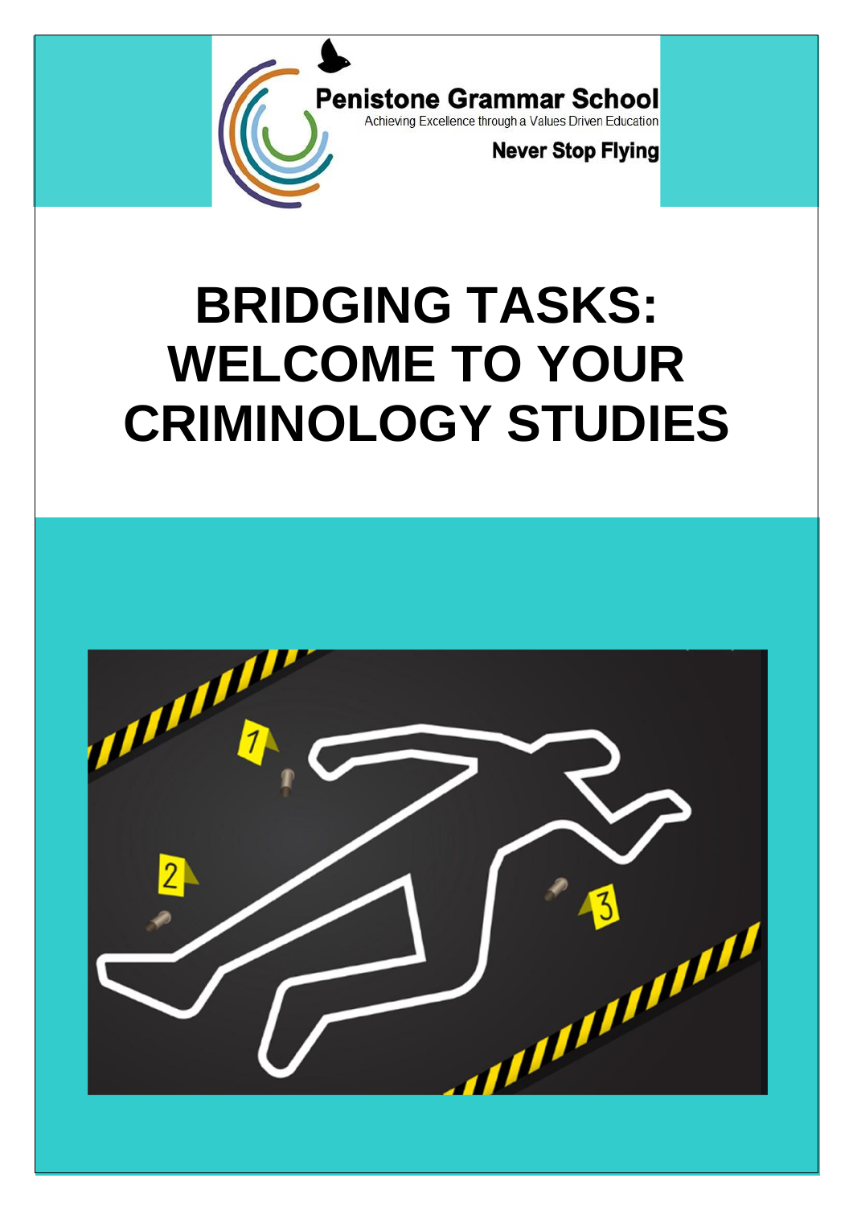Penistone Grammar School

Achieving Excellence through a Values Driven Education

Never Stop Flying

# BRIDGING TASKS: WELCOME TO YOUR CRIMINOLOGY STUDIES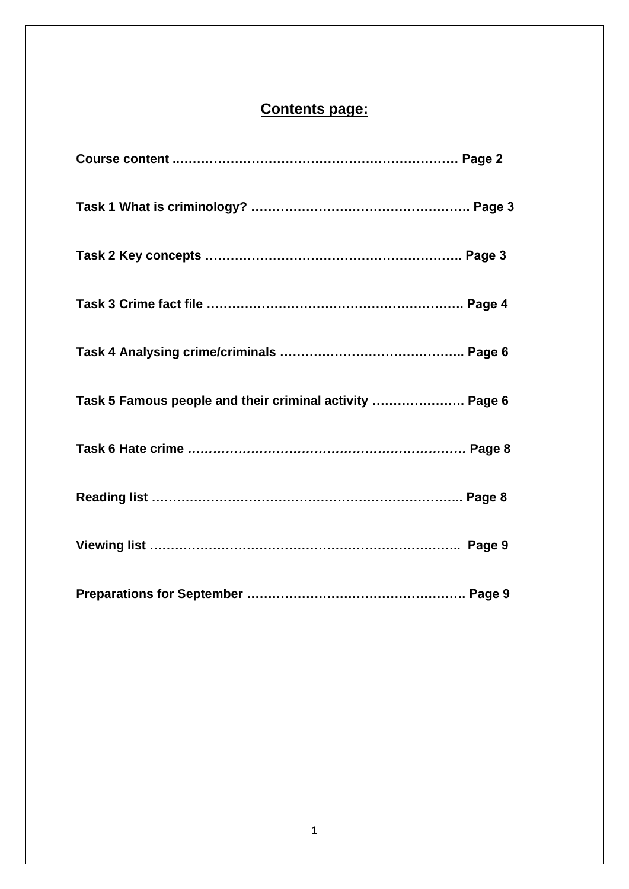## Contents page:

**Course content ………………………………………………………… Page 2**

**Task 1 What is criminology? ……………………………………………. Page 3**

**Task 2 Key concepts ……………………………………………………. Page 3**

**Task 3 Crime fact file ……………………………………………………. Page 4**

**Task 4 Analysing crime/criminals …………………………………….. Page 6**

**Task 5 Famous people and their criminal activity …………………. Page 6**

**Task 6 Hate crime ………………………………………………………… Page 8**

**Reading list ……………………………………………………………….. Page 8**

**Viewing list ……………………………………………………………….. Page 9**

**Preparations for September ……………………………………………. Page 9**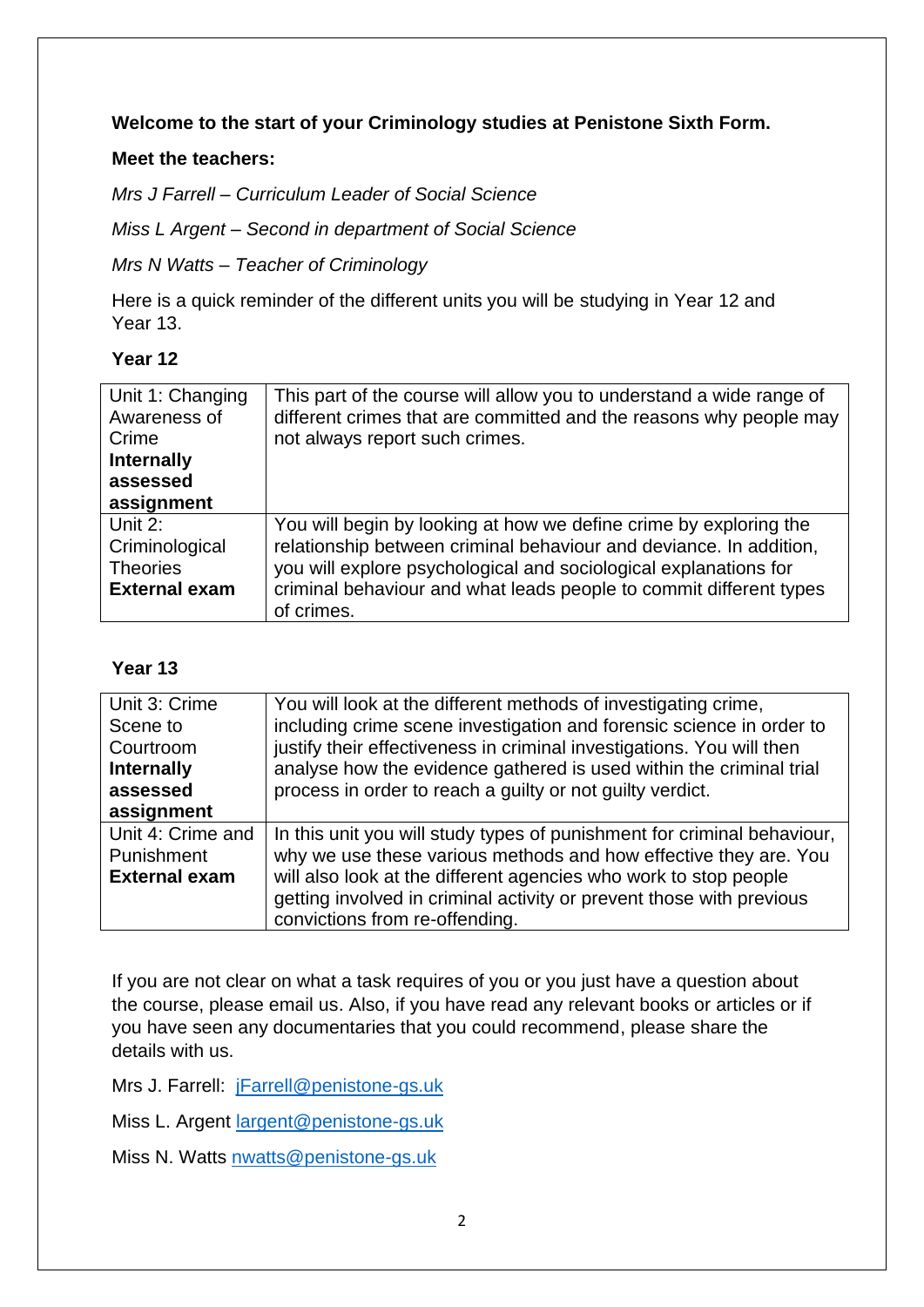**Welcome to the start of your Criminology studies at Penistone Sixth Form.**

**Meet the teachers:**

*Mrs J Farrell – Curriculum Leader of Social Science*

*Miss L Argent – Second in department of Social Science*

*Mrs N Watts – Teacher of Criminology*

Here is a quick reminder of the different units you will be studying in Year 12 and Year 13.

**Year 12**

| | |
|---|---|
| Unit 1: Changing Awareness of Crime **Internally assessed assignment** | This part of the course will allow you to understand a wide range of different crimes that are committed and the reasons why people may not always report such crimes. |
| Unit 2: Criminological Theories **External exam** | You will begin by looking at how we define crime by exploring the relationship between criminal behaviour and deviance. In addition, you will explore psychological and sociological explanations for criminal behaviour and what leads people to commit different types of crimes. |

**Year 13**

| | |
|---|---|
| Unit 3: Crime Scene to Courtroom **Internally assessed assignment** | You will look at the different methods of investigating crime, including crime scene investigation and forensic science in order to justify their effectiveness in criminal investigations. You will then analyse how the evidence gathered is used within the criminal trial process in order to reach a guilty or not guilty verdict. |
| Unit 4: Crime and Punishment **External exam** | In this unit you will study types of punishment for criminal behaviour, why we use these various methods and how effective they are. You will also look at the different agencies who work to stop people getting involved in criminal activity or prevent those with previous convictions from re-offending. |

If you are not clear on what a task requires of you or you just have a question about the course, please email us. Also, if you have read any relevant books or articles or if you have seen any documentaries that you could recommend, please share the details with us.

Mrs J. Farrell: jFarrell@penistone-gs.uk

Miss L. Argent largent@penistone-gs.uk

Miss N. Watts nwatts@penistone-gs.uk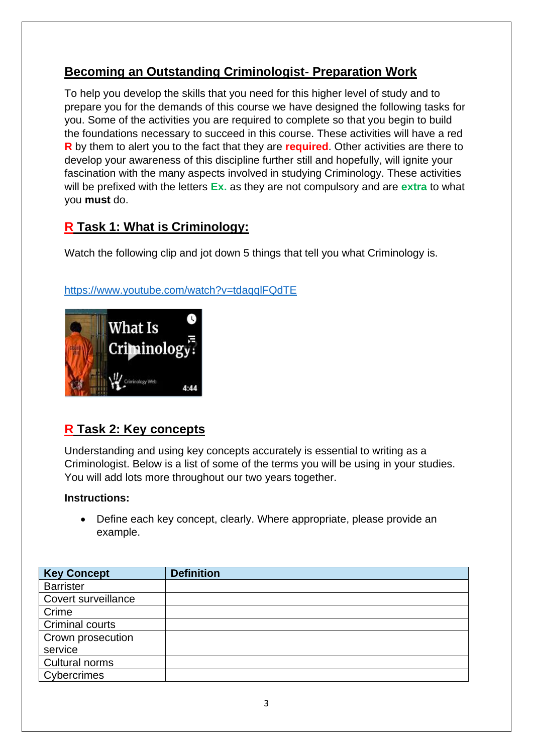## Becoming an Outstanding Criminologist- Preparation Work

To help you develop the skills that you need for this higher level of study and to prepare you for the demands of this course we have designed the following tasks for you. Some of the activities you are required to complete so that you begin to build the foundations necessary to succeed in this course. These activities will have a red **R** by them to alert you to the fact that they are **required**. Other activities are there to develop your awareness of this discipline further still and hopefully, will ignite your fascination with the many aspects involved in studying Criminology. These activities will be prefixed with the letters **Ex.** as they are not compulsory and are **extra** to what you **must** do.

## R Task 1: What is Criminology:

Watch the following clip and jot down 5 things that tell you what Criminology is.

https://www.youtube.com/watch?v=tdaqqlFQdTE

## R Task 2: Key concepts

Understanding and using key concepts accurately is essential to writing as a Criminologist. Below is a list of some of the terms you will be using in your studies. You will add lots more throughout our two years together.

**Instructions:**

- Define each key concept, clearly. Where appropriate, please provide an example.

| Key Concept | Definition |
|---|---|
| Barrister | |
| Covert surveillance | |
| Crime | |
| Criminal courts | |
| Crown prosecution service | |
| Cultural norms | |
| Cybercrimes | |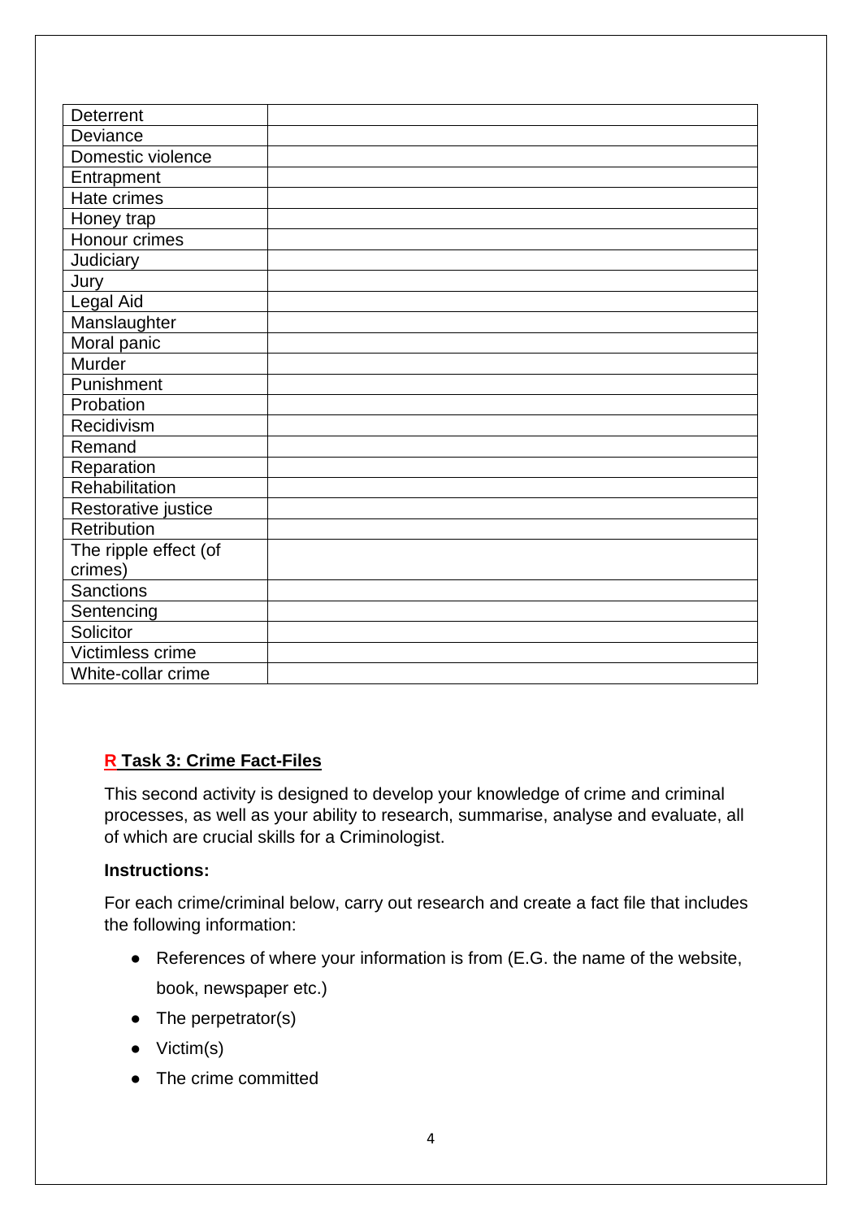| | |
|---|---|
| Deterrent | |
| Deviance | |
| Domestic violence | |
| Entrapment | |
| Hate crimes | |
| Honey trap | |
| Honour crimes | |
| Judiciary | |
| Jury | |
| Legal Aid | |
| Manslaughter | |
| Moral panic | |
| Murder | |
| Punishment | |
| Probation | |
| Recidivism | |
| Remand | |
| Reparation | |
| Rehabilitation | |
| Restorative justice | |
| Retribution | |
| The ripple effect (of crimes) | |
| Sanctions | |
| Sentencing | |
| Solicitor | |
| Victimless crime | |
| White-collar crime | |

## **R Task 3: Crime Fact-Files**

This second activity is designed to develop your knowledge of crime and criminal processes, as well as your ability to research, summarise, analyse and evaluate, all of which are crucial skills for a Criminologist.

**Instructions:**

For each crime/criminal below, carry out research and create a fact file that includes the following information:

- References of where your information is from (E.G. the name of the website, book, newspaper etc.)
- The perpetrator(s)
- Victim(s)
- The crime committed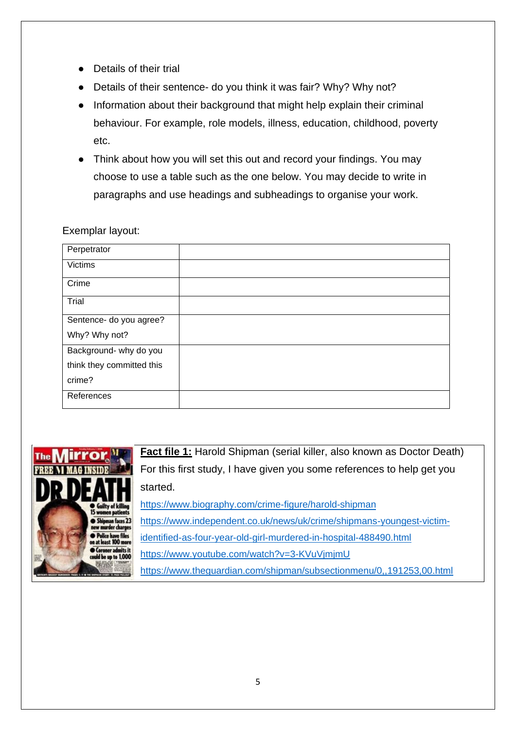- Details of their trial
- Details of their sentence- do you think it was fair? Why? Why not?
- Information about their background that might help explain their criminal behaviour. For example, role models, illness, education, childhood, poverty etc.
- Think about how you will set this out and record your findings. You may choose to use a table such as the one below. You may decide to write in paragraphs and use headings and subheadings to organise your work.

Exemplar layout:

| Perpetrator | |
|---|---|
| Victims | |
| Crime | |
| Trial | |
| Sentence- do you agree? Why? Why not? | |
| Background- why do you think they committed this crime? | |
| References | |

**<u>Fact file 1:</u>** Harold Shipman (serial killer, also known as Doctor Death)
For this first study, I have given you some references to help get you started.
https://www.biography.com/crime-figure/harold-shipman
https://www.independent.co.uk/news/uk/crime/shipmans-youngest-victim-identified-as-four-year-old-girl-murdered-in-hospital-488490.html
https://www.youtube.com/watch?v=3-KVuVjmjmU
https://www.theguardian.com/shipman/subsectionmenu/0,,191253,00.html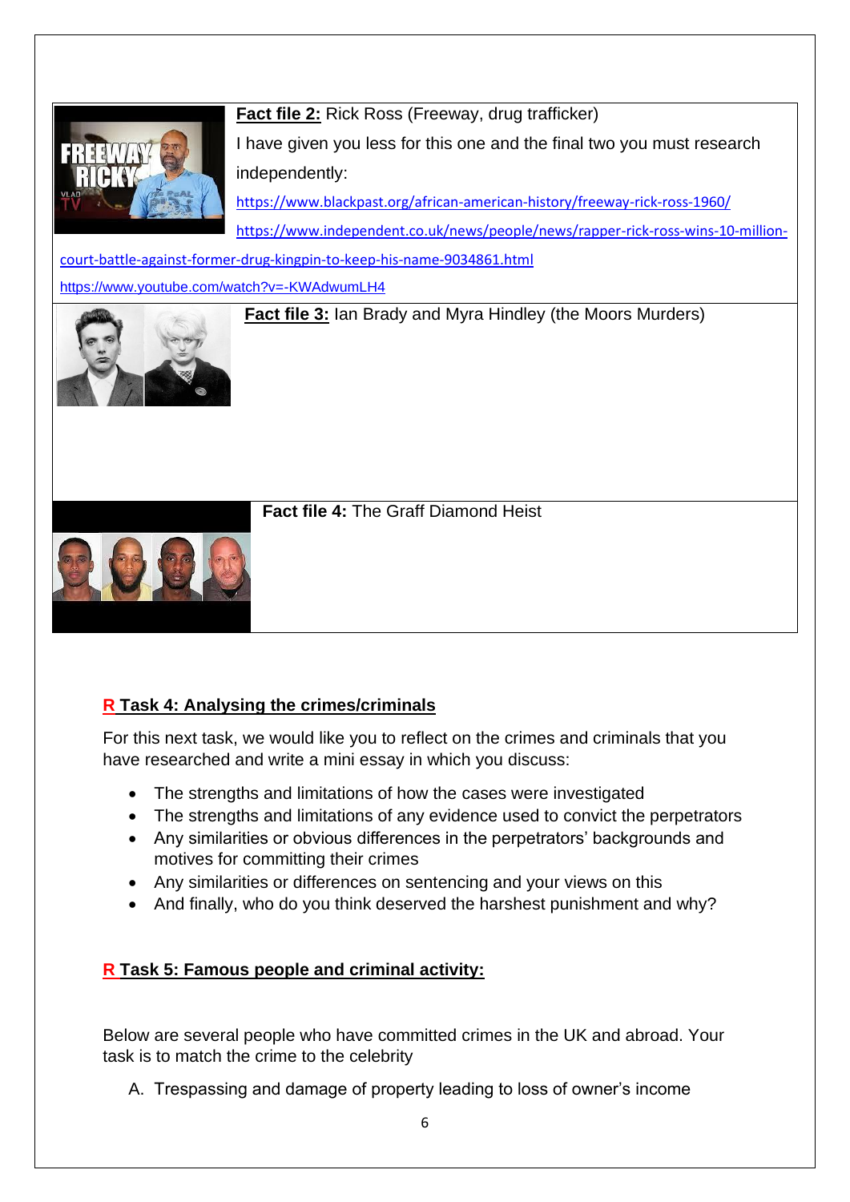**Fact file 2:** Rick Ross (Freeway, drug trafficker)

I have given you less for this one and the final two you must research independently:

https://www.blackpast.org/african-american-history/freeway-rick-ross-1960/

https://www.independent.co.uk/news/people/news/rapper-rick-ross-wins-10-million-court-battle-against-former-drug-kingpin-to-keep-his-name-9034861.html

https://www.youtube.com/watch?v=-KWAdwumLH4

**Fact file 3:** Ian Brady and Myra Hindley (the Moors Murders)

**Fact file 4:** The Graff Diamond Heist

## R Task 4: Analysing the crimes/criminals

For this next task, we would like you to reflect on the crimes and criminals that you have researched and write a mini essay in which you discuss:

- The strengths and limitations of how the cases were investigated
- The strengths and limitations of any evidence used to convict the perpetrators
- Any similarities or obvious differences in the perpetrators' backgrounds and motives for committing their crimes
- Any similarities or differences on sentencing and your views on this
- And finally, who do you think deserved the harshest punishment and why?

## R Task 5: Famous people and criminal activity:

Below are several people who have committed crimes in the UK and abroad. Your task is to match the crime to the celebrity

A. Trespassing and damage of property leading to loss of owner's income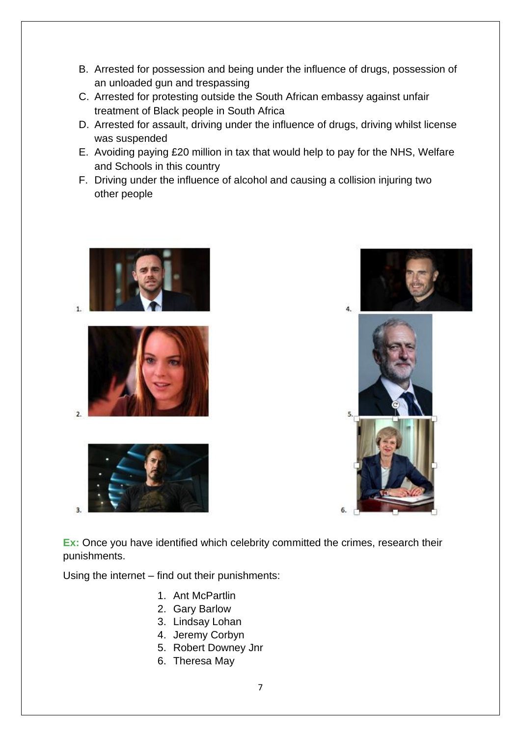B. Arrested for possession and being under the influence of drugs, possession of an unloaded gun and trespassing
C. Arrested for protesting outside the South African embassy against unfair treatment of Black people in South Africa
D. Arrested for assault, driving under the influence of drugs, driving whilst license was suspended
E. Avoiding paying £20 million in tax that would help to pay for the NHS, Welfare and Schools in this country
F. Driving under the influence of alcohol and causing a collision injuring two other people

1.

2.

3.

4.

5.

6.

**Ex:** Once you have identified which celebrity committed the crimes, research their punishments.

Using the internet – find out their punishments:

1. Ant McPartlin
2. Gary Barlow
3. Lindsay Lohan
4. Jeremy Corbyn
5. Robert Downey Jnr
6. Theresa May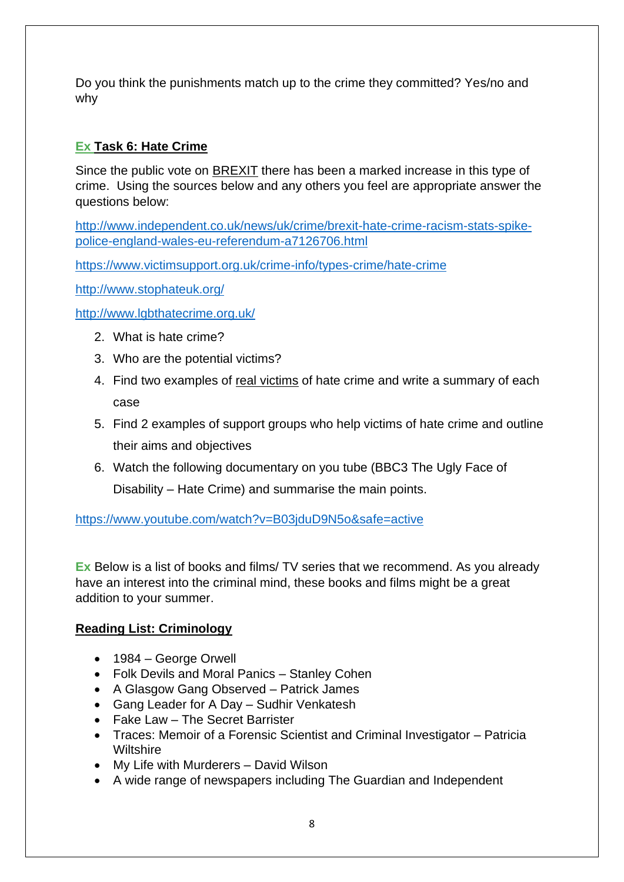Do you think the punishments match up to the crime they committed? Yes/no and why

### **Ex** Task 6: Hate Crime

Since the public vote on BREXIT there has been a marked increase in this type of crime. Using the sources below and any others you feel are appropriate answer the questions below:

http://www.independent.co.uk/news/uk/crime/brexit-hate-crime-racism-stats-spike-police-england-wales-eu-referendum-a7126706.html

https://www.victimsupport.org.uk/crime-info/types-crime/hate-crime

http://www.stophateuk.org/

http://www.lgbthatecrime.org.uk/

2. What is hate crime?
3. Who are the potential victims?
4. Find two examples of real victims of hate crime and write a summary of each case
5. Find 2 examples of support groups who help victims of hate crime and outline their aims and objectives
6. Watch the following documentary on you tube (BBC3 The Ugly Face of Disability – Hate Crime) and summarise the main points.

https://www.youtube.com/watch?v=B03jduD9N5o&safe=active

**Ex** Below is a list of books and films/ TV series that we recommend. As you already have an interest into the criminal mind, these books and films might be a great addition to your summer.

### Reading List: Criminology

- 1984 – George Orwell
- Folk Devils and Moral Panics – Stanley Cohen
- A Glasgow Gang Observed – Patrick James
- Gang Leader for A Day – Sudhir Venkatesh
- Fake Law – The Secret Barrister
- Traces: Memoir of a Forensic Scientist and Criminal Investigator – Patricia Wiltshire
- My Life with Murderers – David Wilson
- A wide range of newspapers including The Guardian and Independent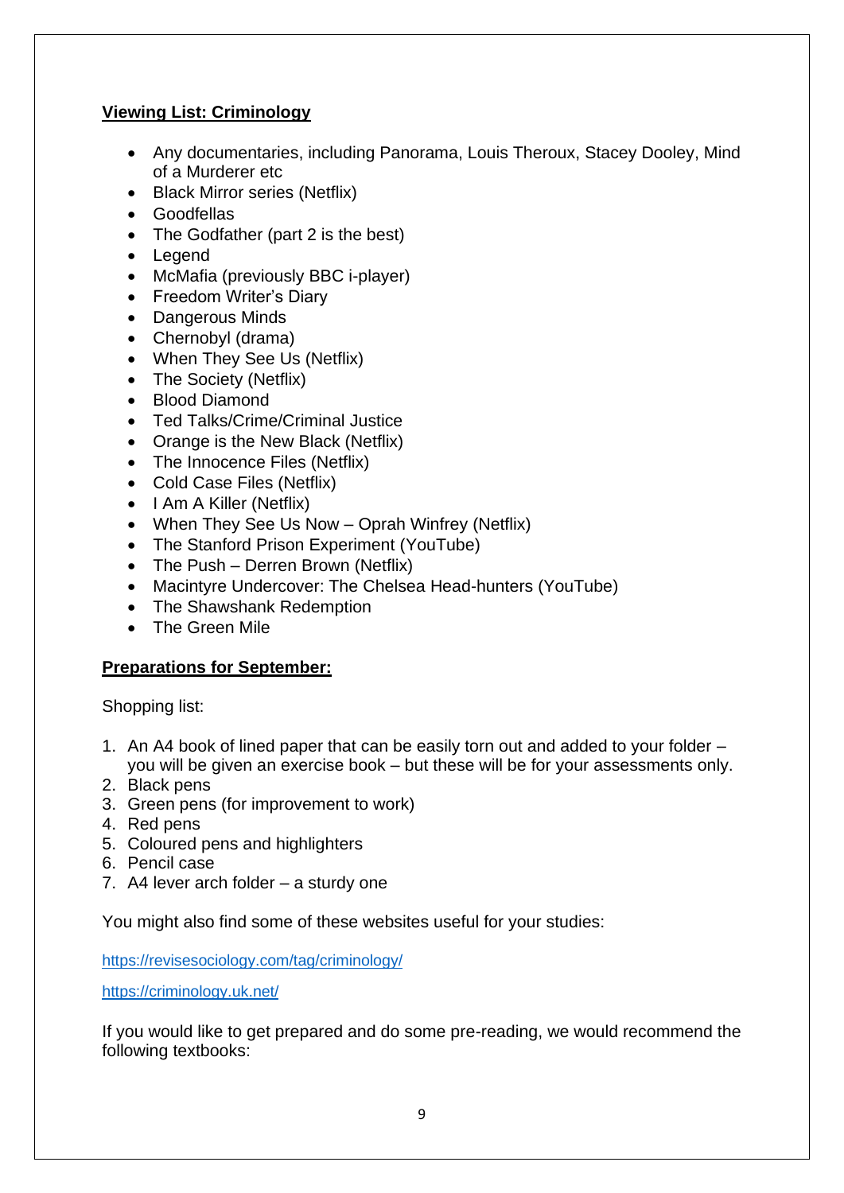**Viewing List: Criminology**

- Any documentaries, including Panorama, Louis Theroux, Stacey Dooley, Mind of a Murderer etc
- Black Mirror series (Netflix)
- Goodfellas
- The Godfather (part 2 is the best)
- Legend
- McMafia (previously BBC i-player)
- Freedom Writer's Diary
- Dangerous Minds
- Chernobyl (drama)
- When They See Us (Netflix)
- The Society (Netflix)
- Blood Diamond
- Ted Talks/Crime/Criminal Justice
- Orange is the New Black (Netflix)
- The Innocence Files (Netflix)
- Cold Case Files (Netflix)
- I Am A Killer (Netflix)
- When They See Us Now – Oprah Winfrey (Netflix)
- The Stanford Prison Experiment (YouTube)
- The Push – Derren Brown (Netflix)
- Macintyre Undercover: The Chelsea Head-hunters (YouTube)
- The Shawshank Redemption
- The Green Mile

**Preparations for September:**

Shopping list:

1. An A4 book of lined paper that can be easily torn out and added to your folder – you will be given an exercise book – but these will be for your assessments only.
2. Black pens
3. Green pens (for improvement to work)
4. Red pens
5. Coloured pens and highlighters
6. Pencil case
7. A4 lever arch folder – a sturdy one

You might also find some of these websites useful for your studies:

https://revisesociology.com/tag/criminology/

https://criminology.uk.net/

If you would like to get prepared and do some pre-reading, we would recommend the following textbooks: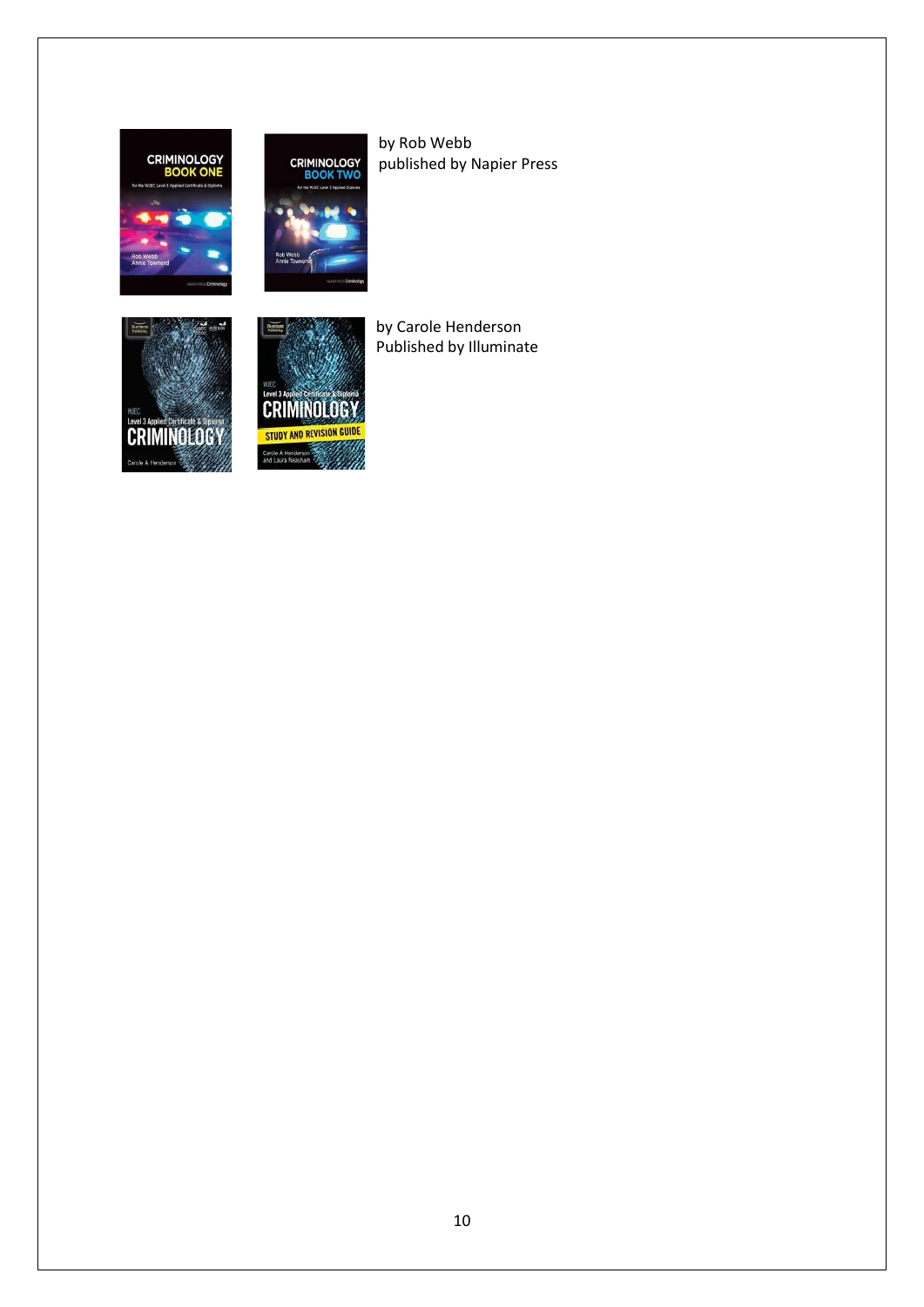by Rob Webb
published by Napier Press

by Carole Henderson
Published by Illuminate